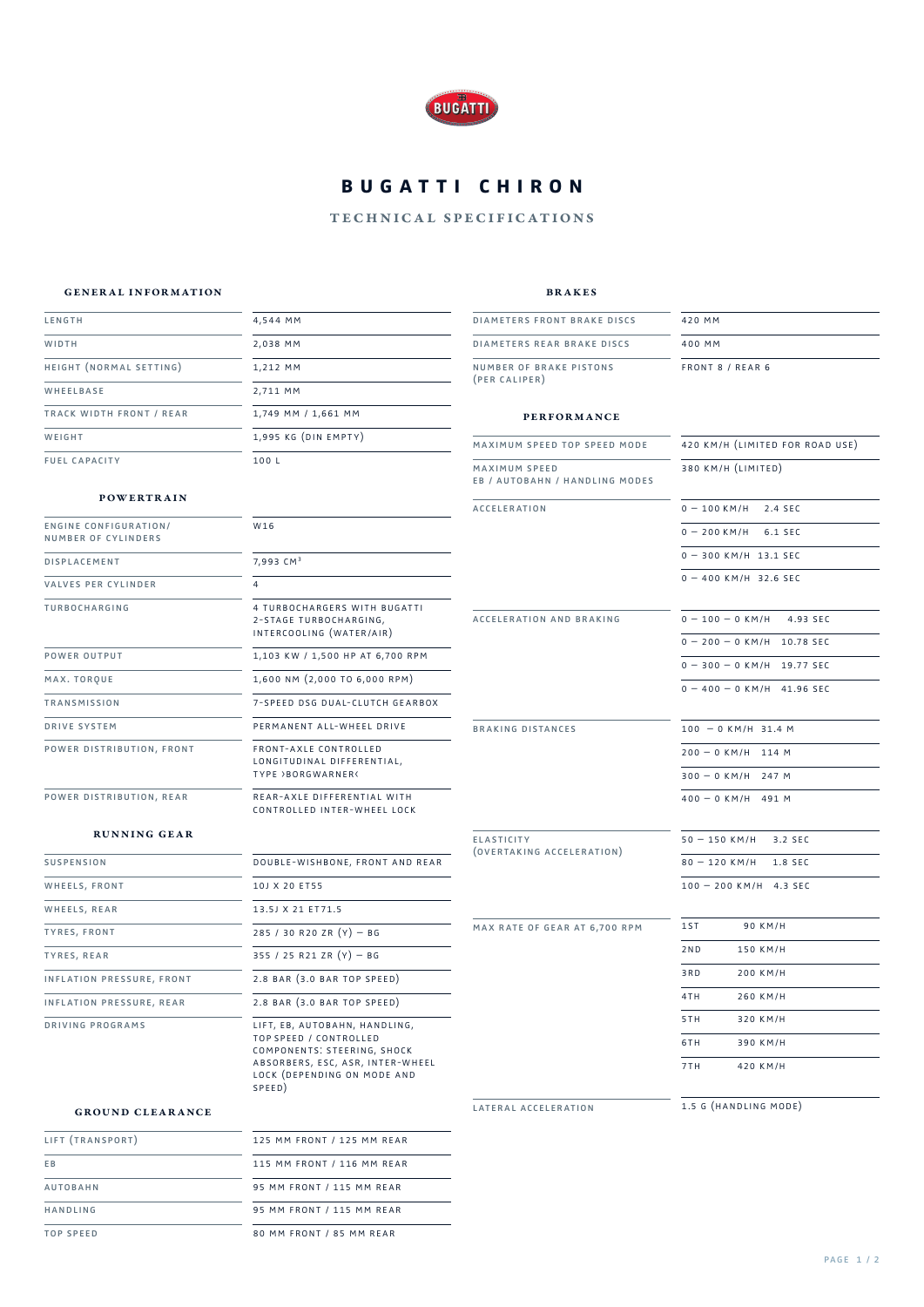# BUGATTI CHIRON

## TECHNICAL SPECIFICATIONS

### GENERAL INFORMATION

| | |
|---|---|
| LENGTH | 4,544 MM |
| WIDTH | 2,038 MM |
| HEIGHT (NORMAL SETTING) | 1,212 MM |
| WHEELBASE | 2,711 MM |
| TRACK WIDTH FRONT / REAR | 1,749 MM / 1,661 MM |
| WEIGHT | 1,995 KG (DIN EMPTY) |
| FUEL CAPACITY | 100 L |

### POWERTRAIN

| | |
|---|---|
| ENGINE CONFIGURATION/ NUMBER OF CYLINDERS | W16 |
| DISPLACEMENT | 7,993 $CM^3$ |
| VALVES PER CYLINDER | 4 |
| TURBOCHARGING | 4 TURBOCHARGERS WITH BUGATTI 2-STAGE TURBOCHARGING, INTERCOOLING (WATER/AIR) |
| POWER OUTPUT | 1,103 KW / 1,500 HP AT 6,700 RPM |
| MAX. TORQUE | 1,600 NM (2,000 TO 6,000 RPM) |
| TRANSMISSION | 7-SPEED DSG DUAL-CLUTCH GEARBOX |
| DRIVE SYSTEM | PERMANENT ALL-WHEEL DRIVE |
| POWER DISTRIBUTION, FRONT | FRONT-AXLE CONTROLLED LONGITUDINAL DIFFERENTIAL, TYPE ›BORGWARNER‹ |
| POWER DISTRIBUTION, REAR | REAR-AXLE DIFFERENTIAL WITH CONTROLLED INTER-WHEEL LOCK |

### RUNNING GEAR

| | |
|---|---|
| SUSPENSION | DOUBLE-WISHBONE, FRONT AND REAR |
| WHEELS, FRONT | 10J X 20 ET55 |
| WHEELS, REAR | 13.5J X 21 ET71.5 |
| TYRES, FRONT | 285 / 30 R20 ZR (Y) – BG |
| TYRES, REAR | 355 / 25 R21 ZR (Y) – BG |
| INFLATION PRESSURE, FRONT | 2.8 BAR (3.0 BAR TOP SPEED) |
| INFLATION PRESSURE, REAR | 2.8 BAR (3.0 BAR TOP SPEED) |
| DRIVING PROGRAMS | LIFT, EB, AUTOBAHN, HANDLING, TOP SPEED / CONTROLLED COMPONENTS: STEERING, SHOCK ABSORBERS, ESC, ASR, INTER-WHEEL LOCK (DEPENDING ON MODE AND SPEED) |

### GROUND CLEARANCE

| | |
|---|---|
| LIFT (TRANSPORT) | 125 MM FRONT / 125 MM REAR |
| EB | 115 MM FRONT / 116 MM REAR |
| AUTOBAHN | 95 MM FRONT / 115 MM REAR |
| HANDLING | 95 MM FRONT / 115 MM REAR |
| TOP SPEED | 80 MM FRONT / 85 MM REAR |

### BRAKES

| | |
|---|---|
| DIAMETERS FRONT BRAKE DISCS | 420 MM |
| DIAMETERS REAR BRAKE DISCS | 400 MM |
| NUMBER OF BRAKE PISTONS (PER CALIPER) | FRONT 8 / REAR 6 |

### PERFORMANCE

| | |
|---|---|
| MAXIMUM SPEED TOP SPEED MODE | 420 KM/H (LIMITED FOR ROAD USE) |
| MAXIMUM SPEED EB / AUTOBAHN / HANDLING MODES | 380 KM/H (LIMITED) |
| ACCELERATION | 0 – 100 KM/H 2.4 SEC |
| | 0 – 200 KM/H 6.1 SEC |
| | 0 – 300 KM/H 13.1 SEC |
| | 0 – 400 KM/H 32.6 SEC |
| ACCELERATION AND BRAKING | 0 – 100 – 0 KM/H 4.93 SEC |
| | 0 – 200 – 0 KM/H 10.78 SEC |
| | 0 – 300 – 0 KM/H 19.77 SEC |
| | 0 – 400 – 0 KM/H 41.96 SEC |
| BRAKING DISTANCES | 100 – 0 KM/H 31.4 M |
| | 200 – 0 KM/H 114 M |
| | 300 – 0 KM/H 247 M |
| | 400 – 0 KM/H 491 M |
| ELASTICITY (OVERTAKING ACCELERATION) | 50 – 150 KM/H 3.2 SEC |
| | 80 – 120 KM/H 1.8 SEC |
| | 100 – 200 KM/H 4.3 SEC |
| MAX RATE OF GEAR AT 6,700 RPM | 1ST 90 KM/H |
| | 2ND 150 KM/H |
| | 3RD 200 KM/H |
| | 4TH 260 KM/H |
| | 5TH 320 KM/H |
| | 6TH 390 KM/H |
| | 7TH 420 KM/H |
| LATERAL ACCELERATION | 1.5 G (HANDLING MODE) |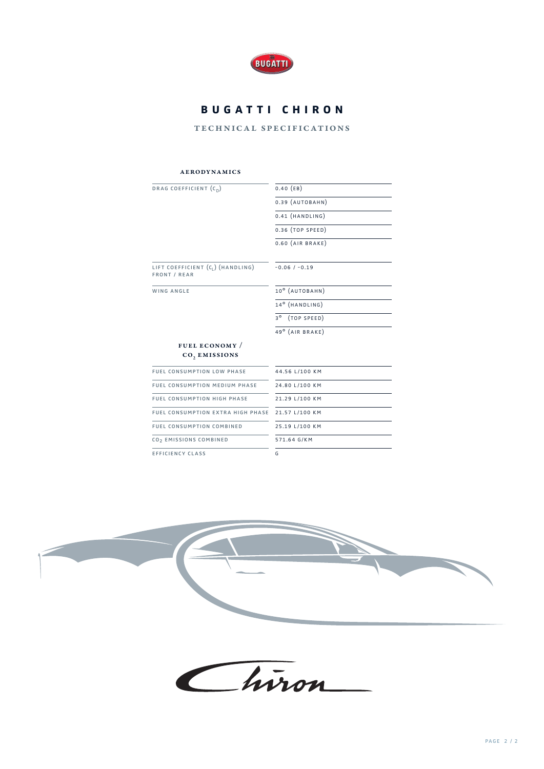# BUGATTI CHIRON

## TECHNICAL SPECIFICATIONS

### AERODYNAMICS

| | |
|---|---|
| DRAG COEFFICIENT ($C_D$) | 0.40 (EB) |
| | 0.39 (AUTOBAHN) |
| | 0.41 (HANDLING) |
| | 0.36 (TOP SPEED) |
| | 0.60 (AIR BRAKE) |
| LIFT COEFFICIENT ($C_L$) (HANDLING) FRONT / REAR | -0.06 / -0.19 |
| WING ANGLE | 10° (AUTOBAHN) |
| | 14° (HANDLING) |
| | 3° (TOP SPEED) |
| | 49° (AIR BRAKE) |

### FUEL ECONOMY / $CO_2$ EMISSIONS

| | |
|---|---|
| FUEL CONSUMPTION LOW PHASE | 44.56 L/100 KM |
| FUEL CONSUMPTION MEDIUM PHASE | 24.80 L/100 KM |
| FUEL CONSUMPTION HIGH PHASE | 21.29 L/100 KM |
| FUEL CONSUMPTION EXTRA HIGH PHASE | 21.57 L/100 KM |
| FUEL CONSUMPTION COMBINED | 25.19 L/100 KM |
| $CO_2$ EMISSIONS COMBINED | 571.64 G/KM |
| EFFICIENCY CLASS | G |